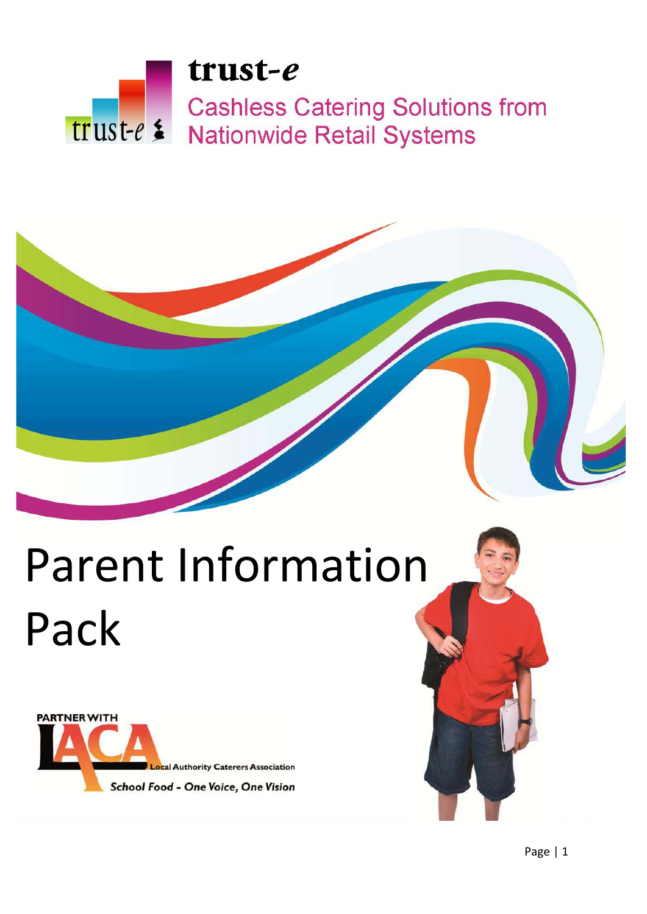trust-*e*

Cashless Catering Solutions from Nationwide Retail Systems

# Parent Information Pack

PARTNER WITH LACA Local Authority Caterers Association

*School Food - One Voice, One Vision*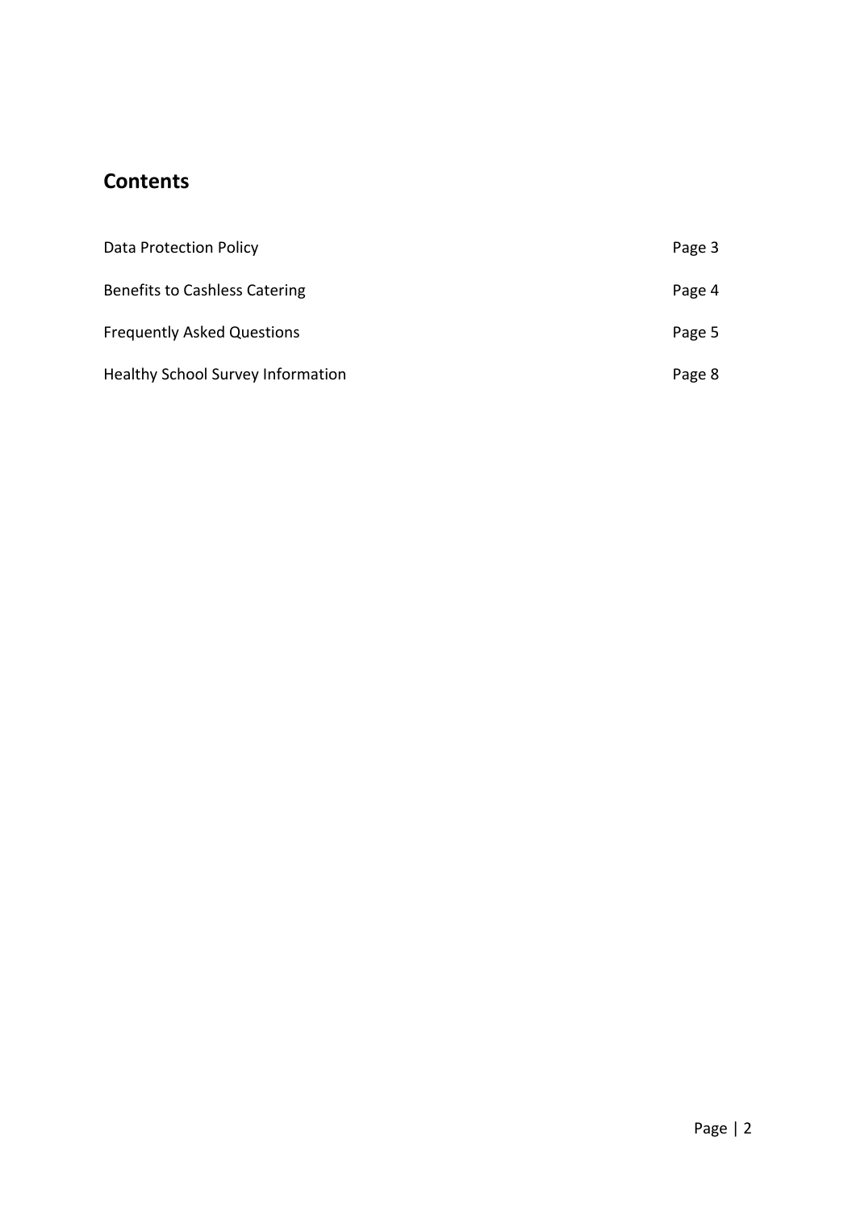## Contents

| | |
|---|---|
| Data Protection Policy | Page 3 |
| Benefits to Cashless Catering | Page 4 |
| Frequently Asked Questions | Page 5 |
| Healthy School Survey Information | Page 8 |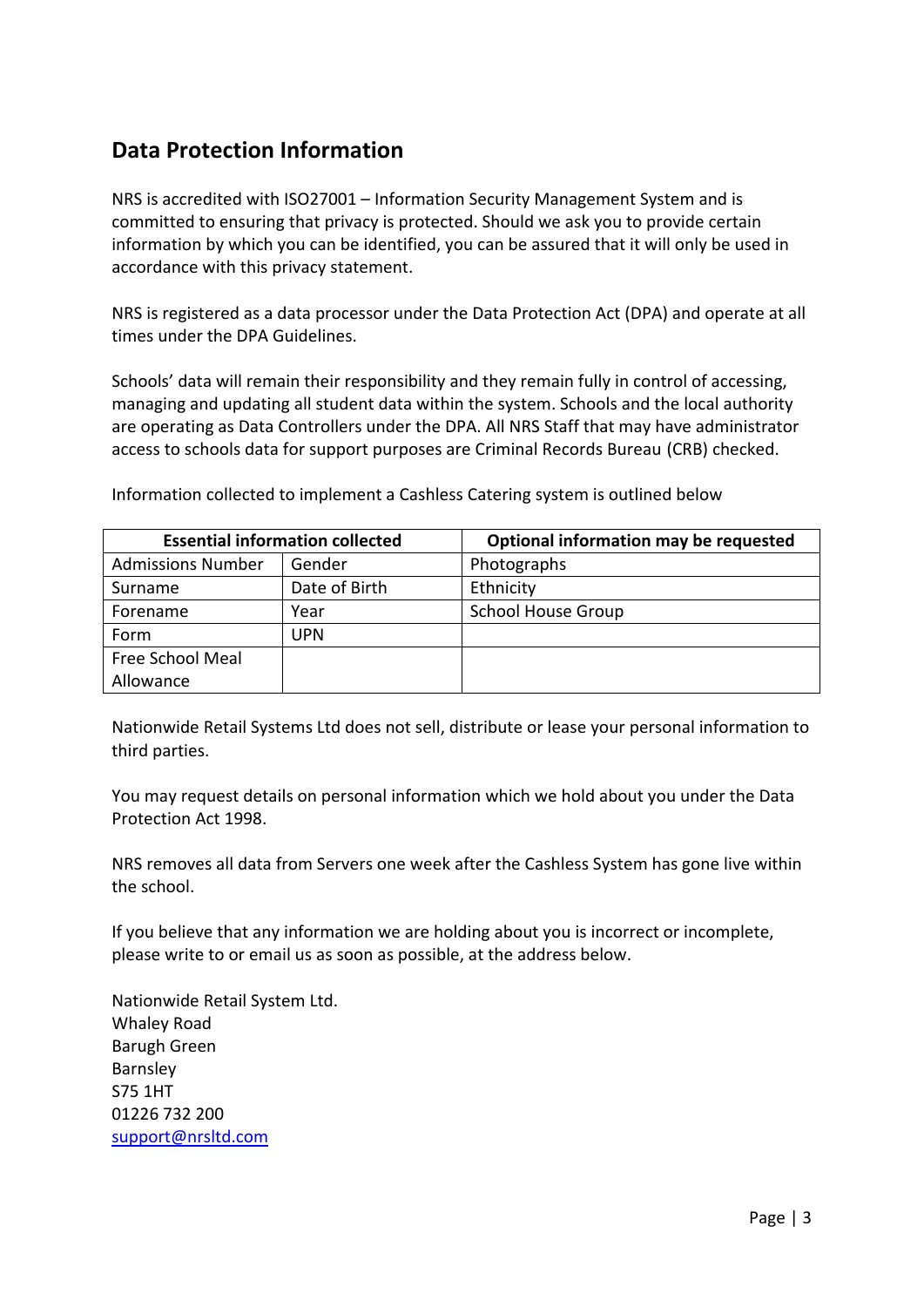## Data Protection Information

NRS is accredited with ISO27001 – Information Security Management System and is committed to ensuring that privacy is protected. Should we ask you to provide certain information by which you can be identified, you can be assured that it will only be used in accordance with this privacy statement.

NRS is registered as a data processor under the Data Protection Act (DPA) and operate at all times under the DPA Guidelines.

Schools' data will remain their responsibility and they remain fully in control of accessing, managing and updating all student data within the system. Schools and the local authority are operating as Data Controllers under the DPA. All NRS Staff that may have administrator access to schools data for support purposes are Criminal Records Bureau (CRB) checked.

Information collected to implement a Cashless Catering system is outlined below

| **Essential information collected** | | **Optional information may be requested** |
|---|---|---|
| Admissions Number | Gender | Photographs |
| Surname | Date of Birth | Ethnicity |
| Forename | Year | School House Group |
| Form | UPN | |
| Free School Meal Allowance | | |

Nationwide Retail Systems Ltd does not sell, distribute or lease your personal information to third parties.

You may request details on personal information which we hold about you under the Data Protection Act 1998.

NRS removes all data from Servers one week after the Cashless System has gone live within the school.

If you believe that any information we are holding about you is incorrect or incomplete, please write to or email us as soon as possible, at the address below.

Nationwide Retail System Ltd.
Whaley Road
Barugh Green
Barnsley
S75 1HT
01226 732 200
support@nrsltd.com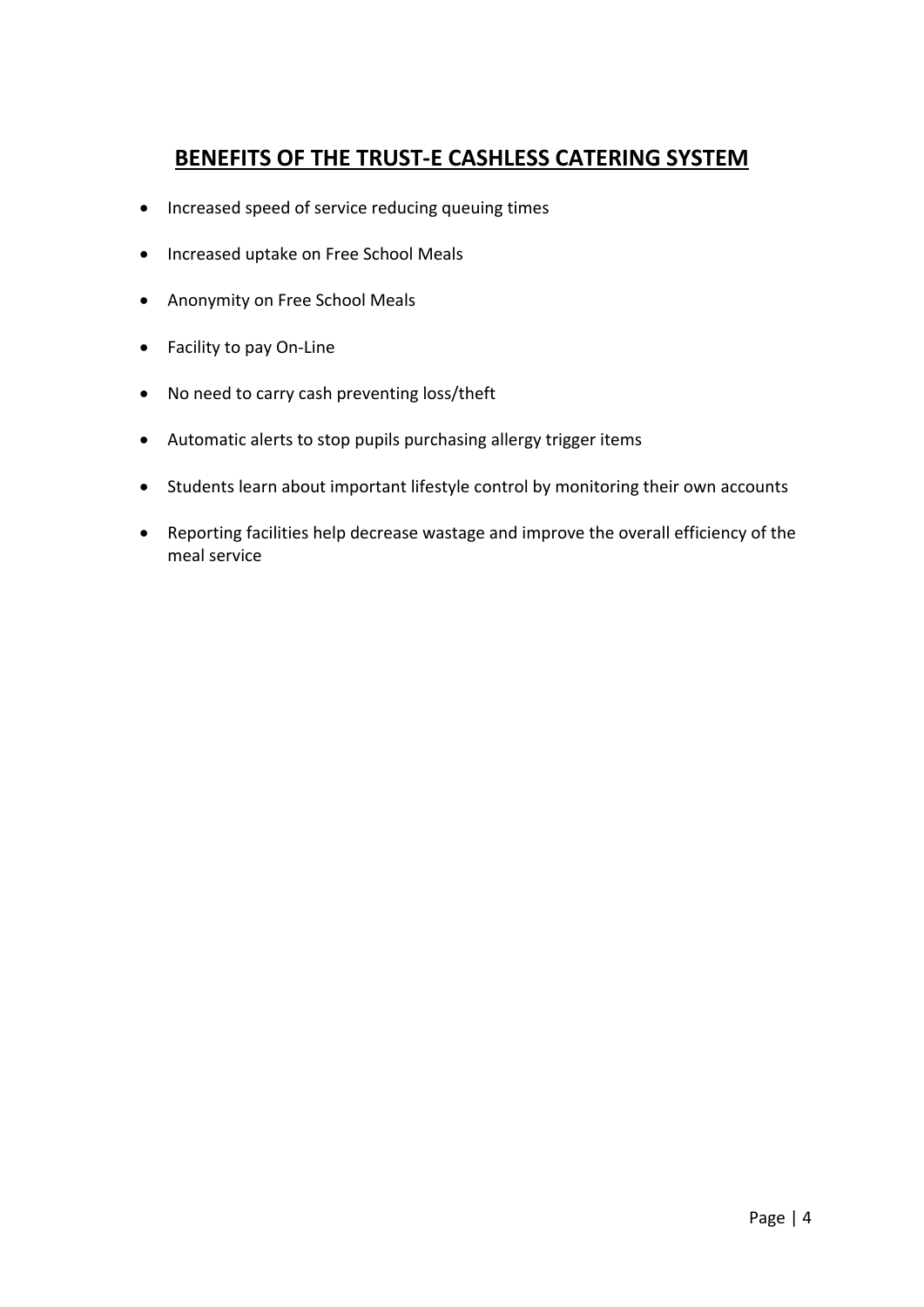## BENEFITS OF THE TRUST-E CASHLESS CATERING SYSTEM

- Increased speed of service reducing queuing times
- Increased uptake on Free School Meals
- Anonymity on Free School Meals
- Facility to pay On-Line
- No need to carry cash preventing loss/theft
- Automatic alerts to stop pupils purchasing allergy trigger items
- Students learn about important lifestyle control by monitoring their own accounts
- Reporting facilities help decrease wastage and improve the overall efficiency of the meal service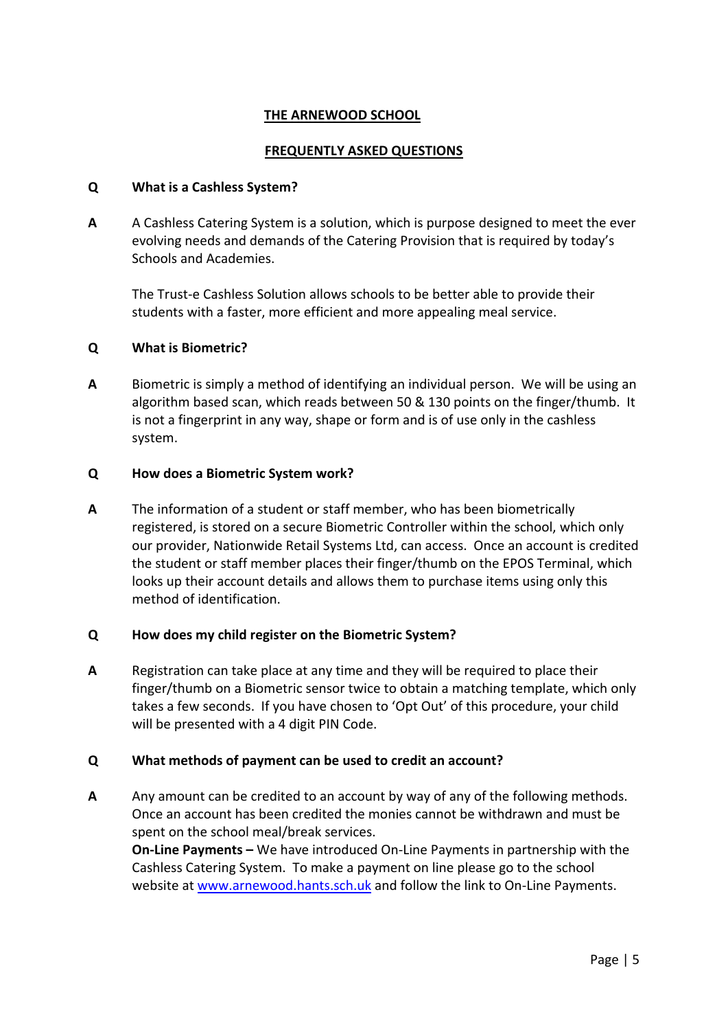## THE ARNEWOOD SCHOOL

## FREQUENTLY ASKED QUESTIONS

**Q What is a Cashless System?**

**A** A Cashless Catering System is a solution, which is purpose designed to meet the ever evolving needs and demands of the Catering Provision that is required by today's Schools and Academies.

The Trust-e Cashless Solution allows schools to be better able to provide their students with a faster, more efficient and more appealing meal service.

**Q What is Biometric?**

**A** Biometric is simply a method of identifying an individual person. We will be using an algorithm based scan, which reads between 50 & 130 points on the finger/thumb. It is not a fingerprint in any way, shape or form and is of use only in the cashless system.

**Q How does a Biometric System work?**

**A** The information of a student or staff member, who has been biometrically registered, is stored on a secure Biometric Controller within the school, which only our provider, Nationwide Retail Systems Ltd, can access. Once an account is credited the student or staff member places their finger/thumb on the EPOS Terminal, which looks up their account details and allows them to purchase items using only this method of identification.

**Q How does my child register on the Biometric System?**

**A** Registration can take place at any time and they will be required to place their finger/thumb on a Biometric sensor twice to obtain a matching template, which only takes a few seconds. If you have chosen to 'Opt Out' of this procedure, your child will be presented with a 4 digit PIN Code.

**Q What methods of payment can be used to credit an account?**

**A** Any amount can be credited to an account by way of any of the following methods. Once an account has been credited the monies cannot be withdrawn and must be spent on the school meal/break services.

**On-Line Payments –** We have introduced On-Line Payments in partnership with the Cashless Catering System. To make a payment on line please go to the school website at www.arnewood.hants.sch.uk and follow the link to On-Line Payments.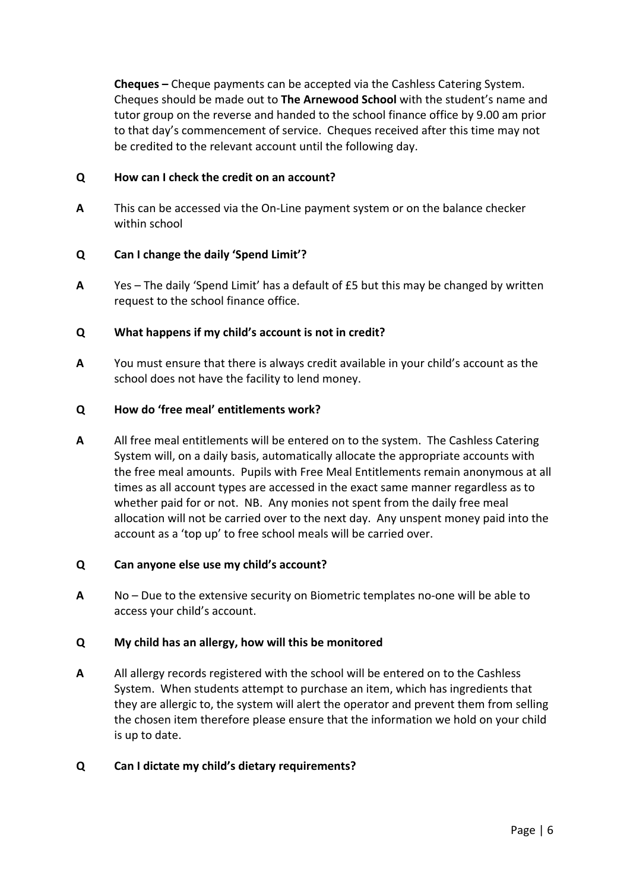**Cheques –** Cheque payments can be accepted via the Cashless Catering System. Cheques should be made out to **The Arnewood School** with the student's name and tutor group on the reverse and handed to the school finance office by 9.00 am prior to that day's commencement of service. Cheques received after this time may not be credited to the relevant account until the following day.

**Q How can I check the credit on an account?**

**A** This can be accessed via the On-Line payment system or on the balance checker within school

**Q Can I change the daily 'Spend Limit'?**

**A** Yes – The daily 'Spend Limit' has a default of £5 but this may be changed by written request to the school finance office.

**Q What happens if my child's account is not in credit?**

**A** You must ensure that there is always credit available in your child's account as the school does not have the facility to lend money.

**Q How do 'free meal' entitlements work?**

**A** All free meal entitlements will be entered on to the system. The Cashless Catering System will, on a daily basis, automatically allocate the appropriate accounts with the free meal amounts. Pupils with Free Meal Entitlements remain anonymous at all times as all account types are accessed in the exact same manner regardless as to whether paid for or not. NB. Any monies not spent from the daily free meal allocation will not be carried over to the next day. Any unspent money paid into the account as a 'top up' to free school meals will be carried over.

**Q Can anyone else use my child's account?**

**A** No – Due to the extensive security on Biometric templates no-one will be able to access your child's account.

**Q My child has an allergy, how will this be monitored**

**A** All allergy records registered with the school will be entered on to the Cashless System. When students attempt to purchase an item, which has ingredients that they are allergic to, the system will alert the operator and prevent them from selling the chosen item therefore please ensure that the information we hold on your child is up to date.

**Q Can I dictate my child's dietary requirements?**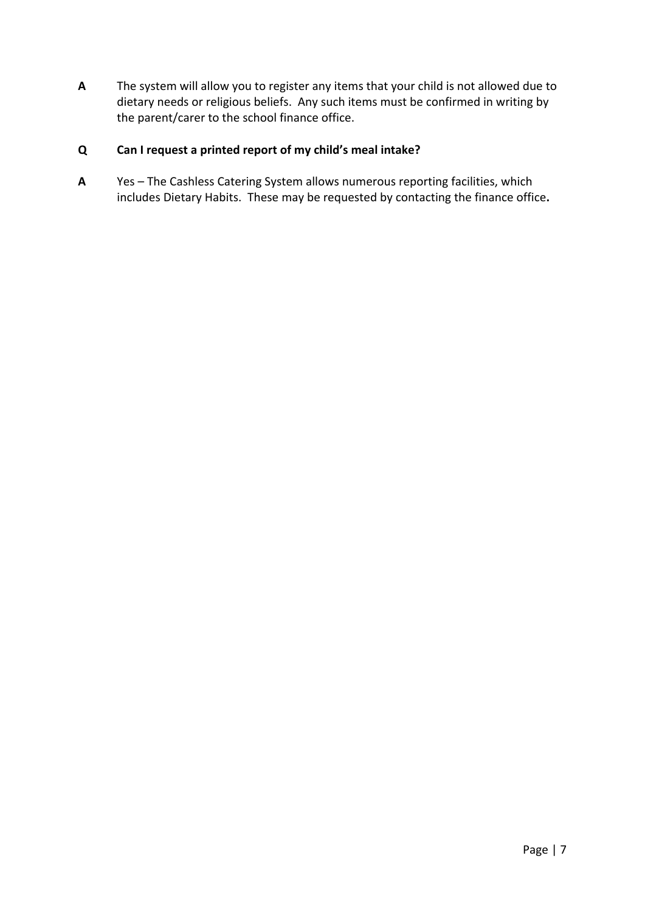**A** The system will allow you to register any items that your child is not allowed due to dietary needs or religious beliefs. Any such items must be confirmed in writing by the parent/carer to the school finance office.

**Q Can I request a printed report of my child's meal intake?**

**A** Yes – The Cashless Catering System allows numerous reporting facilities, which includes Dietary Habits. These may be requested by contacting the finance office**.**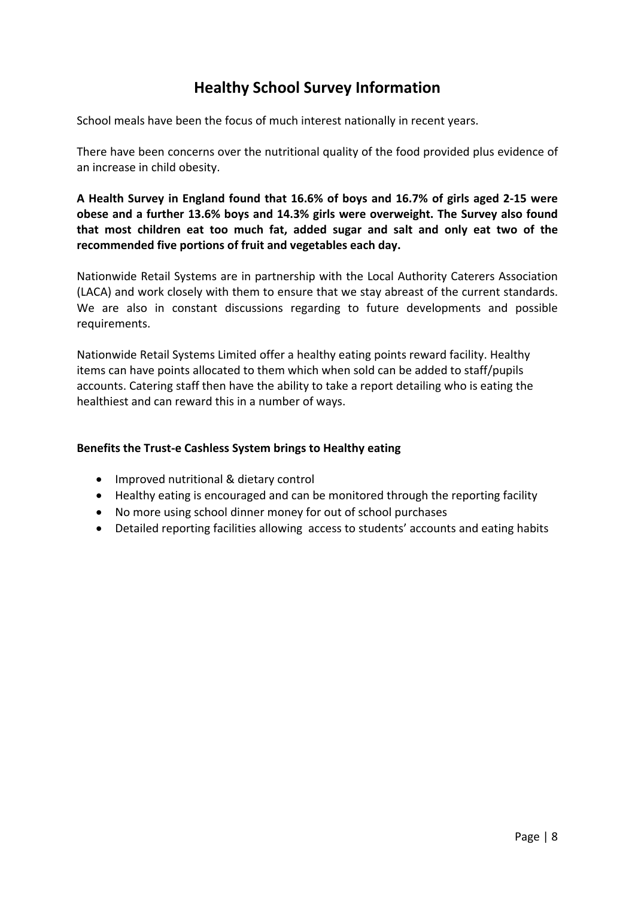# Healthy School Survey Information

School meals have been the focus of much interest nationally in recent years.

There have been concerns over the nutritional quality of the food provided plus evidence of an increase in child obesity.

**A Health Survey in England found that 16.6% of boys and 16.7% of girls aged 2-15 were obese and a further 13.6% boys and 14.3% girls were overweight. The Survey also found that most children eat too much fat, added sugar and salt and only eat two of the recommended five portions of fruit and vegetables each day.**

Nationwide Retail Systems are in partnership with the Local Authority Caterers Association (LACA) and work closely with them to ensure that we stay abreast of the current standards. We are also in constant discussions regarding to future developments and possible requirements.

Nationwide Retail Systems Limited offer a healthy eating points reward facility. Healthy items can have points allocated to them which when sold can be added to staff/pupils accounts. Catering staff then have the ability to take a report detailing who is eating the healthiest and can reward this in a number of ways.

**Benefits the Trust-e Cashless System brings to Healthy eating**

- Improved nutritional & dietary control
- Healthy eating is encouraged and can be monitored through the reporting facility
- No more using school dinner money for out of school purchases
- Detailed reporting facilities allowing access to students' accounts and eating habits